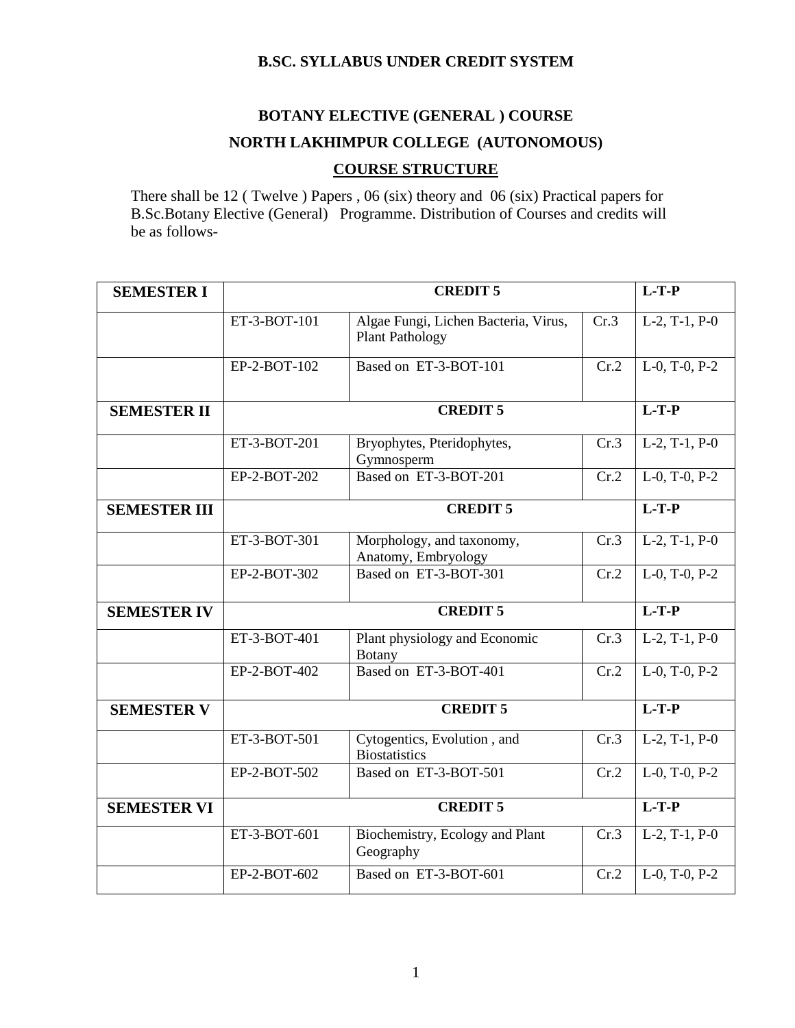**B.SC. SYLLABUS UNDER CREDIT SYSTEM**

# BOTANY ELECTIVE (GENERAL ) COURSE

## NORTH LAKHIMPUR COLLEGE (AUTONOMOUS)

## COURSE STRUCTURE

There shall be 12 ( Twelve ) Papers , 06 (six) theory and 06 (six) Practical papers for B.Sc.Botany Elective (General) Programme. Distribution of Courses and credits will be as follows-

| SEMESTER I | CREDIT 5 | | | L-T-P |
|---|---|---|---|---|
| | ET-3-BOT-101 | Algae Fungi, Lichen Bacteria, Virus, Plant Pathology | Cr.3 | L-2, T-1, P-0 |
| | EP-2-BOT-102 | Based on ET-3-BOT-101 | Cr.2 | L-0, T-0, P-2 |
| **SEMESTER II** | **CREDIT 5** | | | **L-T-P** |
| | ET-3-BOT-201 | Bryophytes, Pteridophytes, Gymnosperm | Cr.3 | L-2, T-1, P-0 |
| | EP-2-BOT-202 | Based on ET-3-BOT-201 | Cr.2 | L-0, T-0, P-2 |
| **SEMESTER III** | **CREDIT 5** | | | **L-T-P** |
| | ET-3-BOT-301 | Morphology, and taxonomy, Anatomy, Embryology | Cr.3 | L-2, T-1, P-0 |
| | EP-2-BOT-302 | Based on ET-3-BOT-301 | Cr.2 | L-0, T-0, P-2 |
| **SEMESTER IV** | **CREDIT 5** | | | **L-T-P** |
| | ET-3-BOT-401 | Plant physiology and Economic Botany | Cr.3 | L-2, T-1, P-0 |
| | EP-2-BOT-402 | Based on ET-3-BOT-401 | Cr.2 | L-0, T-0, P-2 |
| **SEMESTER V** | **CREDIT 5** | | | **L-T-P** |
| | ET-3-BOT-501 | Cytogentics, Evolution , and Biostatistics | Cr.3 | L-2, T-1, P-0 |
| | EP-2-BOT-502 | Based on ET-3-BOT-501 | Cr.2 | L-0, T-0, P-2 |
| **SEMESTER VI** | **CREDIT 5** | | | **L-T-P** |
| | ET-3-BOT-601 | Biochemistry, Ecology and Plant Geography | Cr.3 | L-2, T-1, P-0 |
| | EP-2-BOT-602 | Based on ET-3-BOT-601 | Cr.2 | L-0, T-0, P-2 |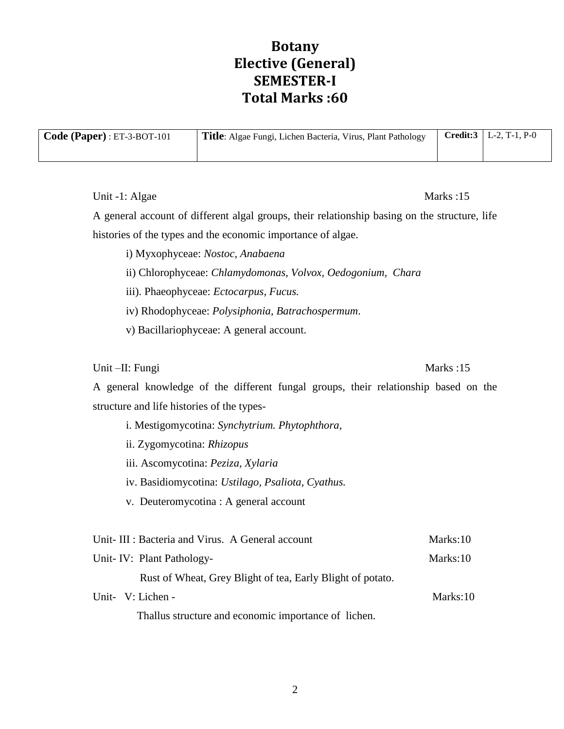# Botany
## Elective (General)
## SEMESTER-I
## Total Marks :60

| **Code (Paper)** : ET-3-BOT-101 | **Title**: Algae Fungi, Lichen Bacteria, Virus, Plant Pathology | **Credit:3** | L-2, T-1, P-0 |
|---|---|---|---|

Unit -1: Algae Marks :15

A general account of different algal groups, their relationship basing on the structure, life histories of the types and the economic importance of algae.

i) Myxophyceae: *Nostoc, Anabaena*

ii) Chlorophyceae: *Chlamydomonas, Volvox, Oedogonium, Chara*

iii). Phaeophyceae: *Ectocarpus, Fucus.*

iv) Rhodophyceae: *Polysiphonia, Batrachospermum*.

v) Bacillariophyceae: A general account.

Unit –II: Fungi Marks :15

A general knowledge of the different fungal groups, their relationship based on the structure and life histories of the types-

i. Mestigomycotina: *Synchytrium. Phytophthora,*

ii. Zygomycotina: *Rhizopus*

iii. Ascomycotina: *Peziza, Xylaria*

iv. Basidiomycotina: *Ustilago, Psaliota, Cyathus.*

v. Deuteromycotina : A general account

Unit- III : Bacteria and Virus. A General account Marks:10

Unit- IV: Plant Pathology- Marks:10

Rust of Wheat, Grey Blight of tea, Early Blight of potato.

Unit- V: Lichen - Marks:10

Thallus structure and economic importance of lichen.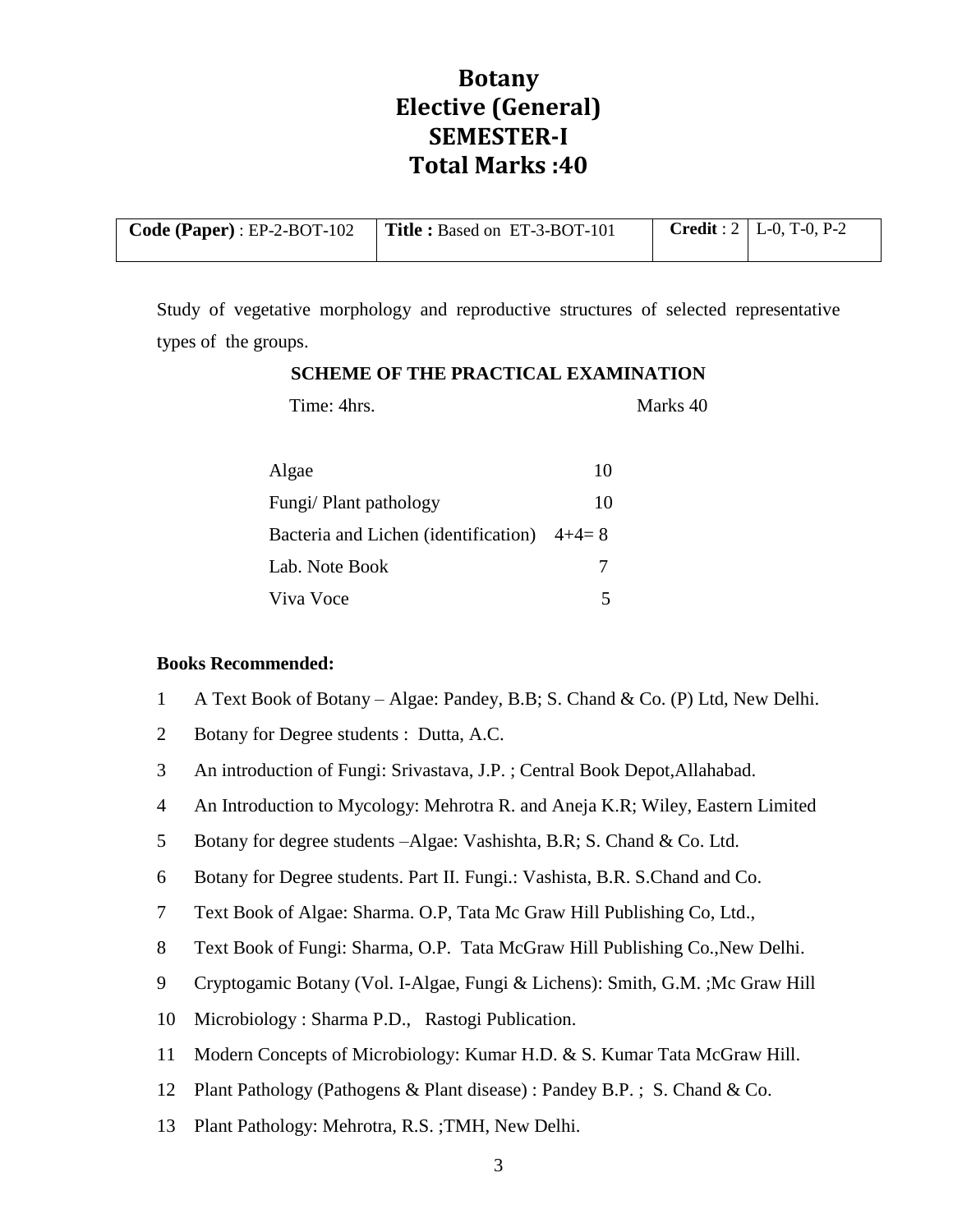# Botany
# Elective (General)
# SEMESTER-I
# Total Marks :40

| **Code (Paper)** : EP-2-BOT-102 | **Title :** Based on ET-3-BOT-101 | **Credit** : 2 | L-0, T-0, P-2 |
|---|---|---|---|

Study of vegetative morphology and reproductive structures of selected representative types of the groups.

**SCHEME OF THE PRACTICAL EXAMINATION**

Time: 4hrs. Marks 40

| | |
|---|---|
| Algae | 10 |
| Fungi/ Plant pathology | 10 |
| Bacteria and Lichen (identification) | 4+4= 8 |
| Lab. Note Book | 7 |
| Viva Voce | 5 |

**Books Recommended:**

1. A Text Book of Botany – Algae: Pandey, B.B; S. Chand & Co. (P) Ltd, New Delhi.
2. Botany for Degree students : Dutta, A.C.
3. An introduction of Fungi: Srivastava, J.P. ; Central Book Depot,Allahabad.
4. An Introduction to Mycology: Mehrotra R. and Aneja K.R; Wiley, Eastern Limited
5. Botany for degree students –Algae: Vashishta, B.R; S. Chand & Co. Ltd.
6. Botany for Degree students. Part II. Fungi.: Vashista, B.R. S.Chand and Co.
7. Text Book of Algae: Sharma. O.P, Tata Mc Graw Hill Publishing Co, Ltd.,
8. Text Book of Fungi: Sharma, O.P. Tata McGraw Hill Publishing Co.,New Delhi.
9. Cryptogamic Botany (Vol. I-Algae, Fungi & Lichens): Smith, G.M. ;Mc Graw Hill
10. Microbiology : Sharma P.D., Rastogi Publication.
11. Modern Concepts of Microbiology: Kumar H.D. & S. Kumar Tata McGraw Hill.
12. Plant Pathology (Pathogens & Plant disease) : Pandey B.P. ; S. Chand & Co.
13. Plant Pathology: Mehrotra, R.S. ;TMH, New Delhi.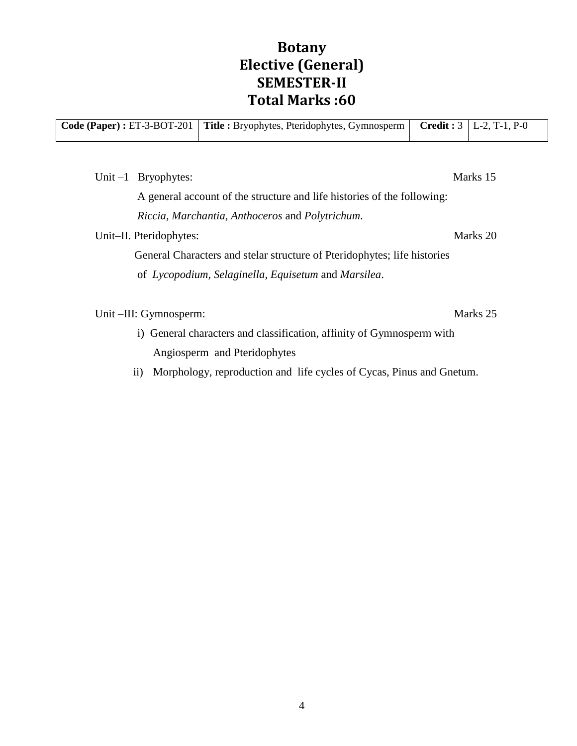# Botany
# Elective (General)
# SEMESTER-II
# Total Marks :60

| **Code (Paper) :** ET-3-BOT-201 | **Title :** Bryophytes, Pteridophytes, Gymnosperm | **Credit :** 3 | L-2, T-1, P-0 |
|---|---|---|---|

Unit –1 Bryophytes: Marks 15

A general account of the structure and life histories of the following: *Riccia, Marchantia, Anthoceros* and *Polytrichum*.

Unit–II. Pteridophytes: Marks 20

General Characters and stelar structure of Pteridophytes; life histories of *Lycopodium, Selaginella, Equisetum* and *Marsilea*.

Unit –III: Gymnosperm: Marks 25

i) General characters and classification, affinity of Gymnosperm with Angiosperm and Pteridophytes

ii) Morphology, reproduction and life cycles of Cycas, Pinus and Gnetum.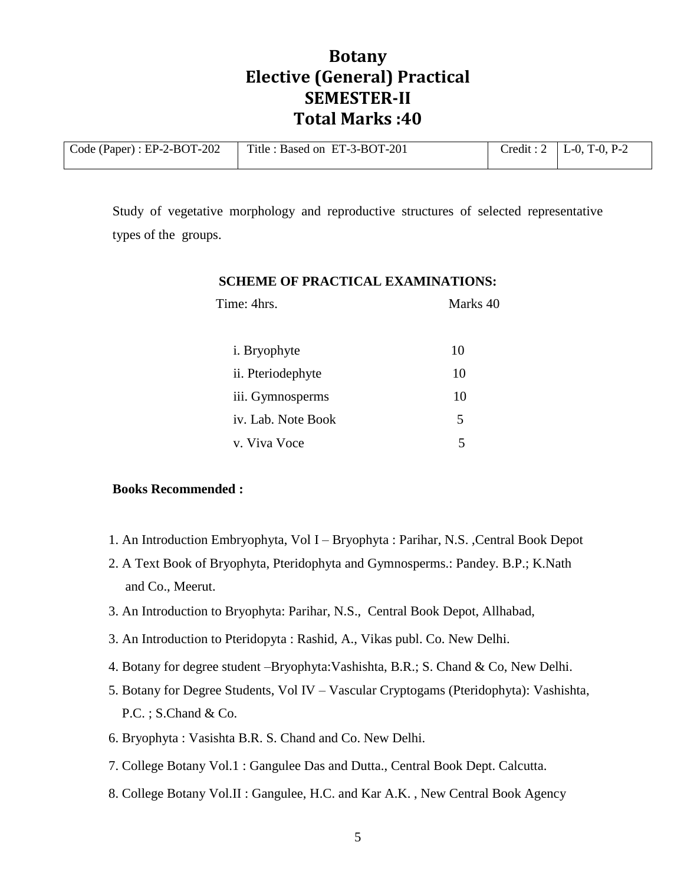# Botany
# Elective (General) Practical
# SEMESTER-II
# Total Marks :40

| Code (Paper) : EP-2-BOT-202 | Title : Based on ET-3-BOT-201 | Credit : 2 | L-0, T-0, P-2 |
|---|---|---|---|

Study of vegetative morphology and reproductive structures of selected representative types of the groups.

**SCHEME OF PRACTICAL EXAMINATIONS:**

| Time: 4hrs. | Marks 40 |
|---|---|
| i. Bryophyte | 10 |
| ii. Pteriodephyte | 10 |
| iii. Gymnosperms | 10 |
| iv. Lab. Note Book | 5 |
| v. Viva Voce | 5 |

**Books Recommended :**

1. An Introduction Embryophyta, Vol I – Bryophyta : Parihar, N.S. ,Central Book Depot
2. A Text Book of Bryophyta, Pteridophyta and Gymnosperms.: Pandey. B.P.; K.Nath and Co., Meerut.
3. An Introduction to Bryophyta: Parihar, N.S., Central Book Depot, Allhabad,
3. An Introduction to Pteridopyta : Rashid, A., Vikas publ. Co. New Delhi.
4. Botany for degree student –Bryophyta:Vashishta, B.R.; S. Chand & Co, New Delhi.
5. Botany for Degree Students, Vol IV – Vascular Cryptogams (Pteridophyta): Vashishta, P.C. ; S.Chand & Co.
6. Bryophyta : Vasishta B.R. S. Chand and Co. New Delhi.
7. College Botany Vol.1 : Gangulee Das and Dutta., Central Book Dept. Calcutta.
8. College Botany Vol.II : Gangulee, H.C. and Kar A.K. , New Central Book Agency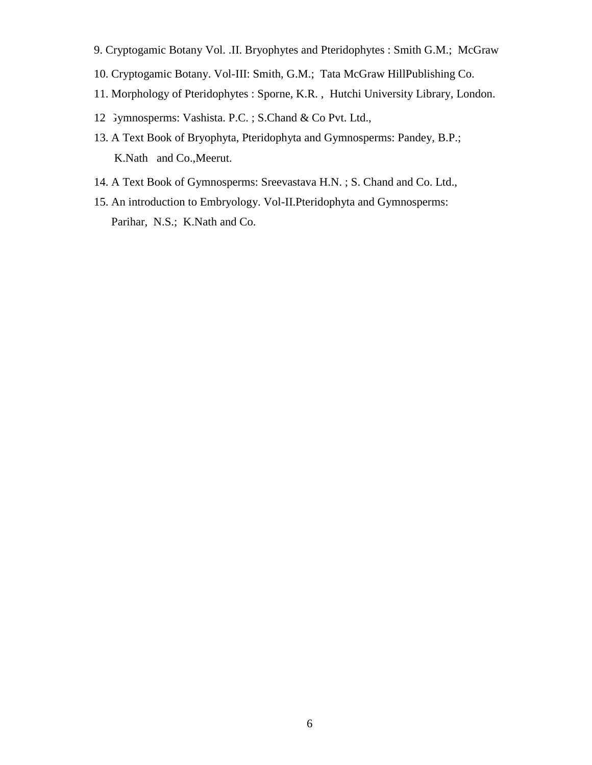9. Cryptogamic Botany Vol. .II. Bryophytes and Pteridophytes : Smith G.M.; McGraw
10. Cryptogamic Botany. Vol-III: Smith, G.M.; Tata McGraw HillPublishing Co.
11. Morphology of Pteridophytes : Sporne, K.R. , Hutchi University Library, London.
12. Gymnosperms: Vashista. P.C. ; S.Chand & Co Pvt. Ltd.,
13. A Text Book of Bryophyta, Pteridophyta and Gymnosperms: Pandey, B.P.; K.Nath and Co.,Meerut.
14. A Text Book of Gymnosperms: Sreevastava H.N. ; S. Chand and Co. Ltd.,
15. An introduction to Embryology. Vol-II.Pteridophyta and Gymnosperms: Parihar, N.S.; K.Nath and Co.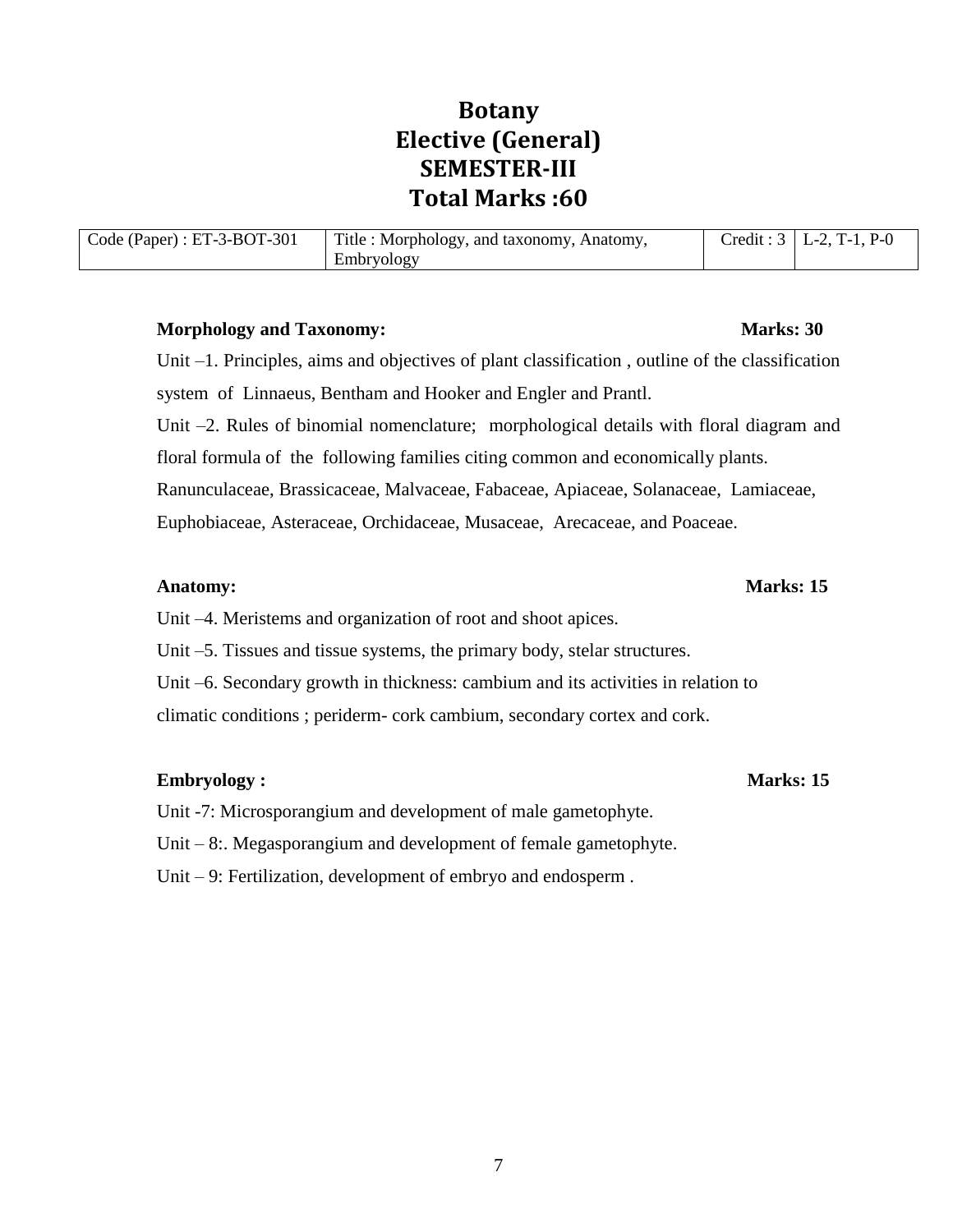# Botany
# Elective (General)
# SEMESTER-III
# Total Marks :60

| Code (Paper) : ET-3-BOT-301 | Title : Morphology, and taxonomy, Anatomy, Embryology | Credit : 3 | L-2, T-1, P-0 |
|---|---|---|---|

**Morphology and Taxonomy:** **Marks: 30**

Unit –1. Principles, aims and objectives of plant classification , outline of the classification system of Linnaeus, Bentham and Hooker and Engler and Prantl.

Unit –2. Rules of binomial nomenclature; morphological details with floral diagram and floral formula of the following families citing common and economically plants. Ranunculaceae, Brassicaceae, Malvaceae, Fabaceae, Apiaceae, Solanaceae, Lamiaceae, Euphobiaceae, Asteraceae, Orchidaceae, Musaceae, Arecaceae, and Poaceae.

**Anatomy:** **Marks: 15**

Unit –4. Meristems and organization of root and shoot apices.

Unit –5. Tissues and tissue systems, the primary body, stelar structures.

Unit –6. Secondary growth in thickness: cambium and its activities in relation to climatic conditions ; periderm- cork cambium, secondary cortex and cork.

**Embryology :** **Marks: 15**

Unit -7: Microsporangium and development of male gametophyte.

Unit – 8:. Megasporangium and development of female gametophyte.

Unit – 9: Fertilization, development of embryo and endosperm .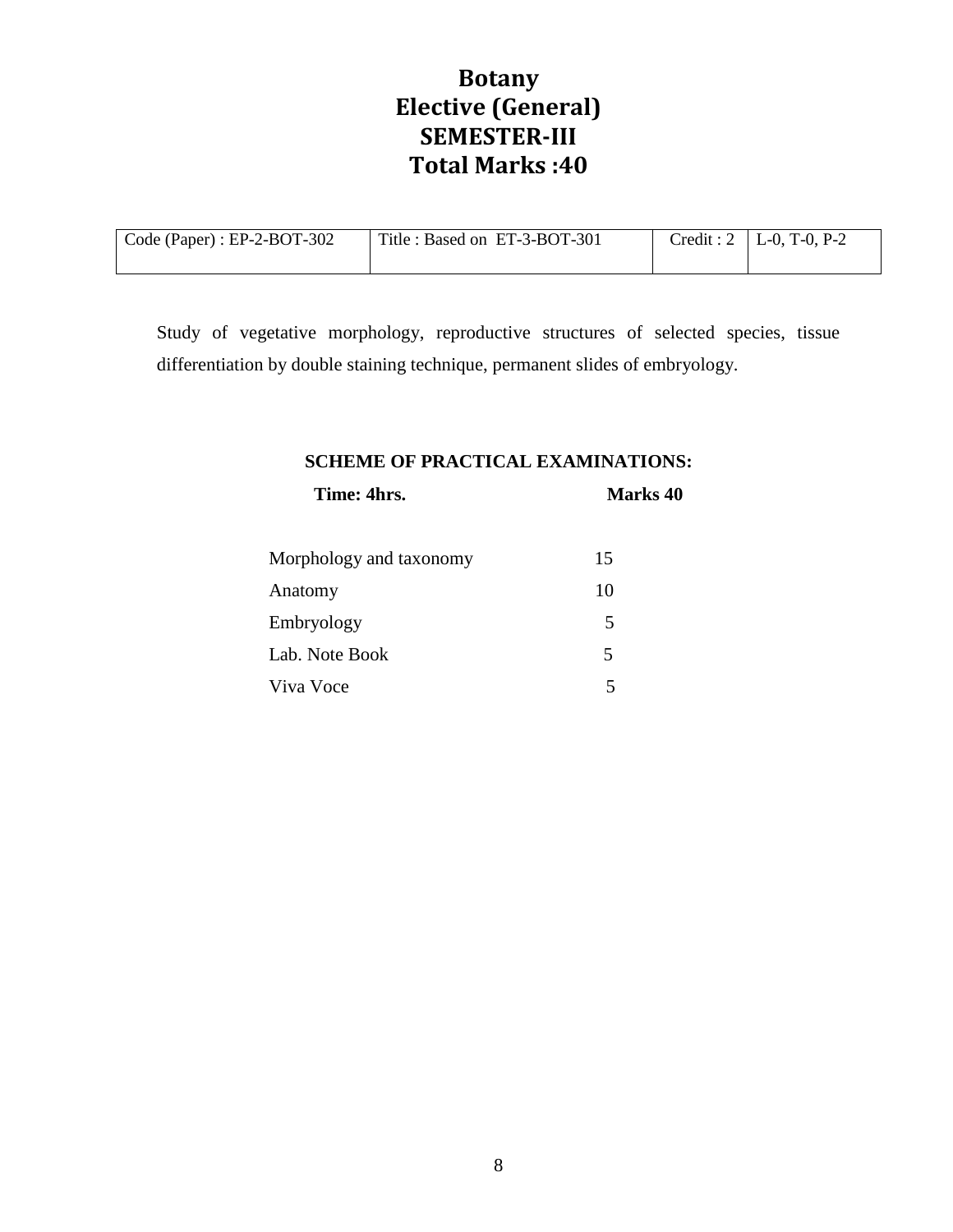# Botany
# Elective (General)
# SEMESTER-III
# Total Marks :40

| Code (Paper) : EP-2-BOT-302 | Title : Based on ET-3-BOT-301 | Credit : 2 | L-0, T-0, P-2 |
|---|---|---|---|

Study of vegetative morphology, reproductive structures of selected species, tissue differentiation by double staining technique, permanent slides of embryology.

**SCHEME OF PRACTICAL EXAMINATIONS:**

| **Time: 4hrs.** | **Marks 40** |
|---|---|
| Morphology and taxonomy | 15 |
| Anatomy | 10 |
| Embryology | 5 |
| Lab. Note Book | 5 |
| Viva Voce | 5 |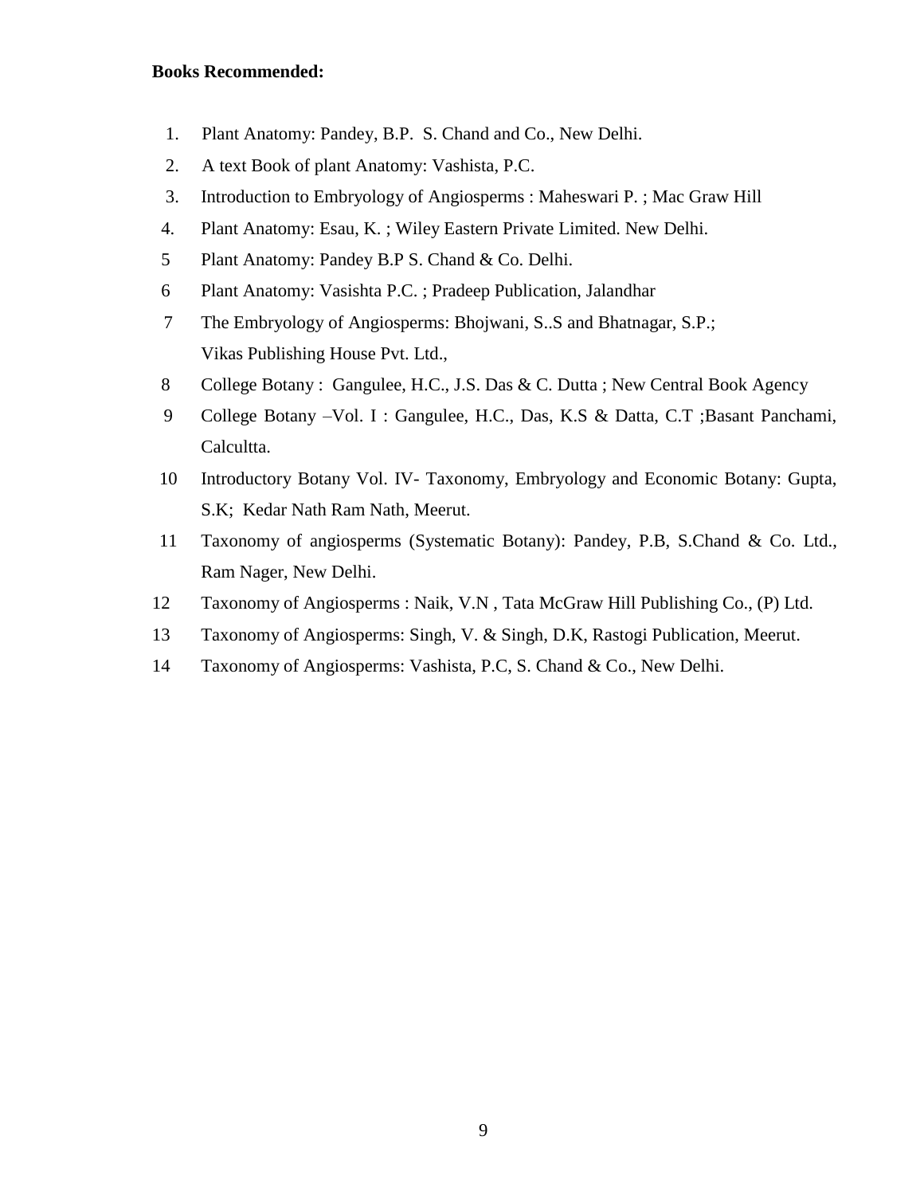**Books Recommended:**

1. Plant Anatomy: Pandey, B.P. S. Chand and Co., New Delhi.
2. A text Book of plant Anatomy: Vashista, P.C.
3. Introduction to Embryology of Angiosperms : Maheswari P. ; Mac Graw Hill
4. Plant Anatomy: Esau, K. ; Wiley Eastern Private Limited. New Delhi.
5. Plant Anatomy: Pandey B.P S. Chand & Co. Delhi.
6. Plant Anatomy: Vasishta P.C. ; Pradeep Publication, Jalandhar
7. The Embryology of Angiosperms: Bhojwani, S..S and Bhatnagar, S.P.; Vikas Publishing House Pvt. Ltd.,
8. College Botany : Gangulee, H.C., J.S. Das & C. Dutta ; New Central Book Agency
9. College Botany –Vol. I : Gangulee, H.C., Das, K.S & Datta, C.T ;Basant Panchami, Calcultta.
10. Introductory Botany Vol. IV- Taxonomy, Embryology and Economic Botany: Gupta, S.K; Kedar Nath Ram Nath, Meerut.
11. Taxonomy of angiosperms (Systematic Botany): Pandey, P.B, S.Chand & Co. Ltd., Ram Nager, New Delhi.
12. Taxonomy of Angiosperms : Naik, V.N , Tata McGraw Hill Publishing Co., (P) Ltd.
13. Taxonomy of Angiosperms: Singh, V. & Singh, D.K, Rastogi Publication, Meerut.
14. Taxonomy of Angiosperms: Vashista, P.C, S. Chand & Co., New Delhi.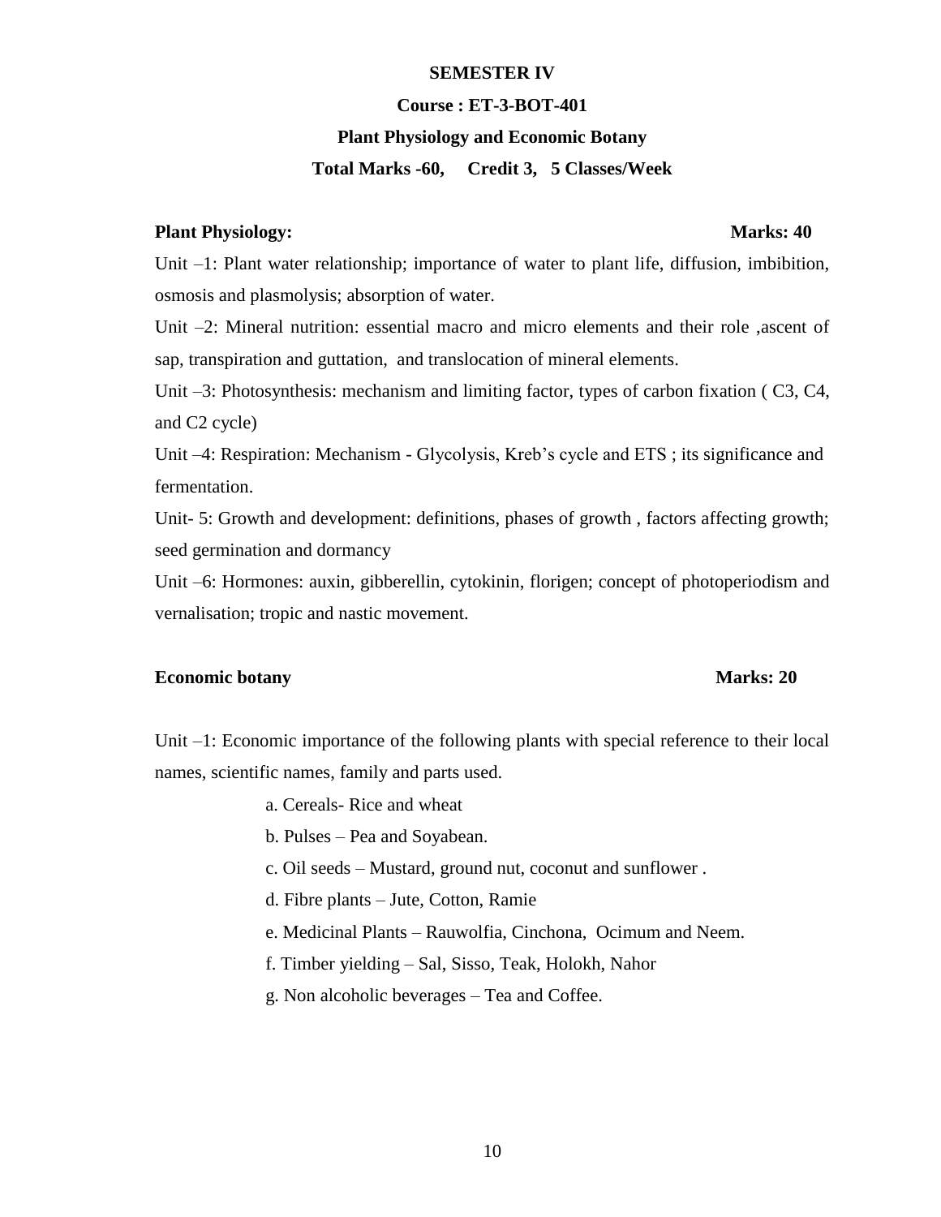## SEMESTER IV

### Course : ET-3-BOT-401

### Plant Physiology and Economic Botany

**Total Marks -60, Credit 3, 5 Classes/Week**

**Plant Physiology: Marks: 40**

Unit –1: Plant water relationship; importance of water to plant life, diffusion, imbibition, osmosis and plasmolysis; absorption of water.

Unit –2: Mineral nutrition: essential macro and micro elements and their role ,ascent of sap, transpiration and guttation, and translocation of mineral elements.

Unit –3: Photosynthesis: mechanism and limiting factor, types of carbon fixation ( C3, C4, and C2 cycle)

Unit –4: Respiration: Mechanism - Glycolysis, Kreb's cycle and ETS ; its significance and fermentation.

Unit- 5: Growth and development: definitions, phases of growth , factors affecting growth; seed germination and dormancy

Unit –6: Hormones: auxin, gibberellin, cytokinin, florigen; concept of photoperiodism and vernalisation; tropic and nastic movement.

**Economic botany Marks: 20**

Unit –1: Economic importance of the following plants with special reference to their local names, scientific names, family and parts used.

a. Cereals- Rice and wheat

b. Pulses – Pea and Soyabean.

c. Oil seeds – Mustard, ground nut, coconut and sunflower .

d. Fibre plants – Jute, Cotton, Ramie

e. Medicinal Plants – Rauwolfia, Cinchona, Ocimum and Neem.

f. Timber yielding – Sal, Sisso, Teak, Holokh, Nahor

g. Non alcoholic beverages – Tea and Coffee.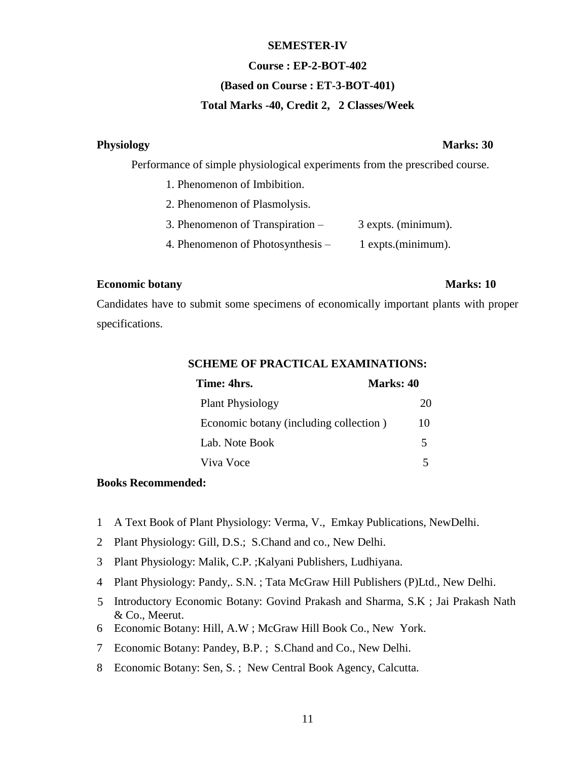**SEMESTER-IV**

**Course : EP-2-BOT-402**

**(Based on Course : ET-3-BOT-401)**

**Total Marks -40, Credit 2, 2 Classes/Week**

**Physiology** **Marks: 30**

Performance of simple physiological experiments from the prescribed course.

1. Phenomenon of Imbibition.
2. Phenomenon of Plasmolysis.
3. Phenomenon of Transpiration – 3 expts. (minimum).
4. Phenomenon of Photosynthesis – 1 expts.(minimum).

**Economic botany** **Marks: 10**

Candidates have to submit some specimens of economically important plants with proper specifications.

**SCHEME OF PRACTICAL EXAMINATIONS:**

| **Time: 4hrs.** | **Marks: 40** |
|---|---|
| Plant Physiology | 20 |
| Economic botany (including collection ) | 10 |
| Lab. Note Book | 5 |
| Viva Voce | 5 |

**Books Recommended:**

1. A Text Book of Plant Physiology: Verma, V., Emkay Publications, NewDelhi.
2. Plant Physiology: Gill, D.S.; S.Chand and co., New Delhi.
3. Plant Physiology: Malik, C.P. ;Kalyani Publishers, Ludhiyana.
4. Plant Physiology: Pandy,. S.N. ; Tata McGraw Hill Publishers (P)Ltd., New Delhi.
5. Introductory Economic Botany: Govind Prakash and Sharma, S.K ; Jai Prakash Nath & Co., Meerut.
6. Economic Botany: Hill, A.W ; McGraw Hill Book Co., New York.
7. Economic Botany: Pandey, B.P. ; S.Chand and Co., New Delhi.
8. Economic Botany: Sen, S. ; New Central Book Agency, Calcutta.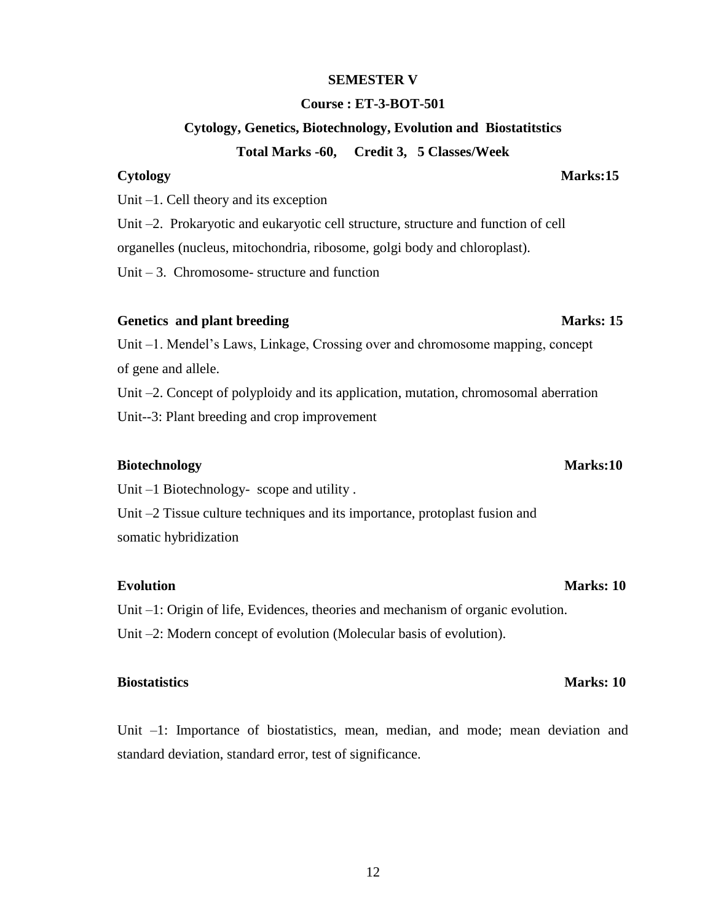## SEMESTER V

### Course : ET-3-BOT-501

### Cytology, Genetics, Biotechnology, Evolution and Biostatitstics

**Total Marks -60, Credit 3, 5 Classes/Week**

**Cytology** **Marks:15**

Unit –1. Cell theory and its exception

Unit –2. Prokaryotic and eukaryotic cell structure, structure and function of cell organelles (nucleus, mitochondria, ribosome, golgi body and chloroplast).

Unit – 3. Chromosome- structure and function

**Genetics and plant breeding** **Marks: 15**

Unit –1. Mendel's Laws, Linkage, Crossing over and chromosome mapping, concept of gene and allele.

Unit –2. Concept of polyploidy and its application, mutation, chromosomal aberration

Unit--3: Plant breeding and crop improvement

**Biotechnology** **Marks:10**

Unit –1 Biotechnology- scope and utility .

Unit –2 Tissue culture techniques and its importance, protoplast fusion and somatic hybridization

**Evolution** **Marks: 10**

Unit –1: Origin of life, Evidences, theories and mechanism of organic evolution.

Unit –2: Modern concept of evolution (Molecular basis of evolution).

**Biostatistics** **Marks: 10**

Unit –1: Importance of biostatistics, mean, median, and mode; mean deviation and standard deviation, standard error, test of significance.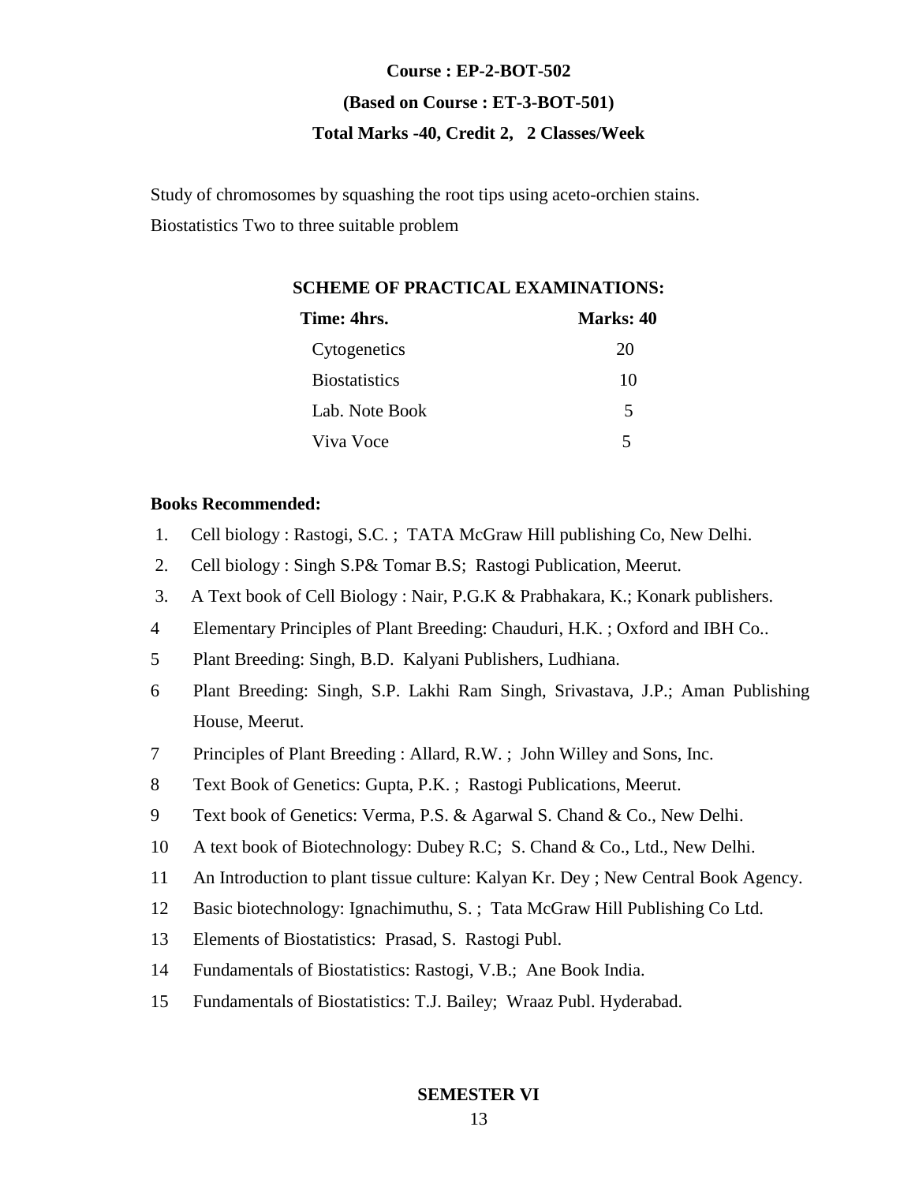**Course : EP-2-BOT-502**

**(Based on Course : ET-3-BOT-501)**

**Total Marks -40, Credit 2, 2 Classes/Week**

Study of chromosomes by squashing the root tips using aceto-orchien stains.

Biostatistics Two to three suitable problem

**SCHEME OF PRACTICAL EXAMINATIONS:**

| **Time: 4hrs.** | **Marks: 40** |
|---|---|
| Cytogenetics | 20 |
| Biostatistics | 10 |
| Lab. Note Book | 5 |
| Viva Voce | 5 |

**Books Recommended:**

1. Cell biology : Rastogi, S.C. ; TATA McGraw Hill publishing Co, New Delhi.
2. Cell biology : Singh S.P& Tomar B.S; Rastogi Publication, Meerut.
3. A Text book of Cell Biology : Nair, P.G.K & Prabhakara, K.; Konark publishers.
4. Elementary Principles of Plant Breeding: Chauduri, H.K. ; Oxford and IBH Co..
5. Plant Breeding: Singh, B.D. Kalyani Publishers, Ludhiana.
6. Plant Breeding: Singh, S.P. Lakhi Ram Singh, Srivastava, J.P.; Aman Publishing House, Meerut.
7. Principles of Plant Breeding : Allard, R.W. ; John Willey and Sons, Inc.
8. Text Book of Genetics: Gupta, P.K. ; Rastogi Publications, Meerut.
9. Text book of Genetics: Verma, P.S. & Agarwal S. Chand & Co., New Delhi.
10. A text book of Biotechnology: Dubey R.C; S. Chand & Co., Ltd., New Delhi.
11. An Introduction to plant tissue culture: Kalyan Kr. Dey ; New Central Book Agency.
12. Basic biotechnology: Ignachimuthu, S. ; Tata McGraw Hill Publishing Co Ltd.
13. Elements of Biostatistics: Prasad, S. Rastogi Publ.
14. Fundamentals of Biostatistics: Rastogi, V.B.; Ane Book India.
15. Fundamentals of Biostatistics: T.J. Bailey; Wraaz Publ. Hyderabad.

**SEMESTER VI**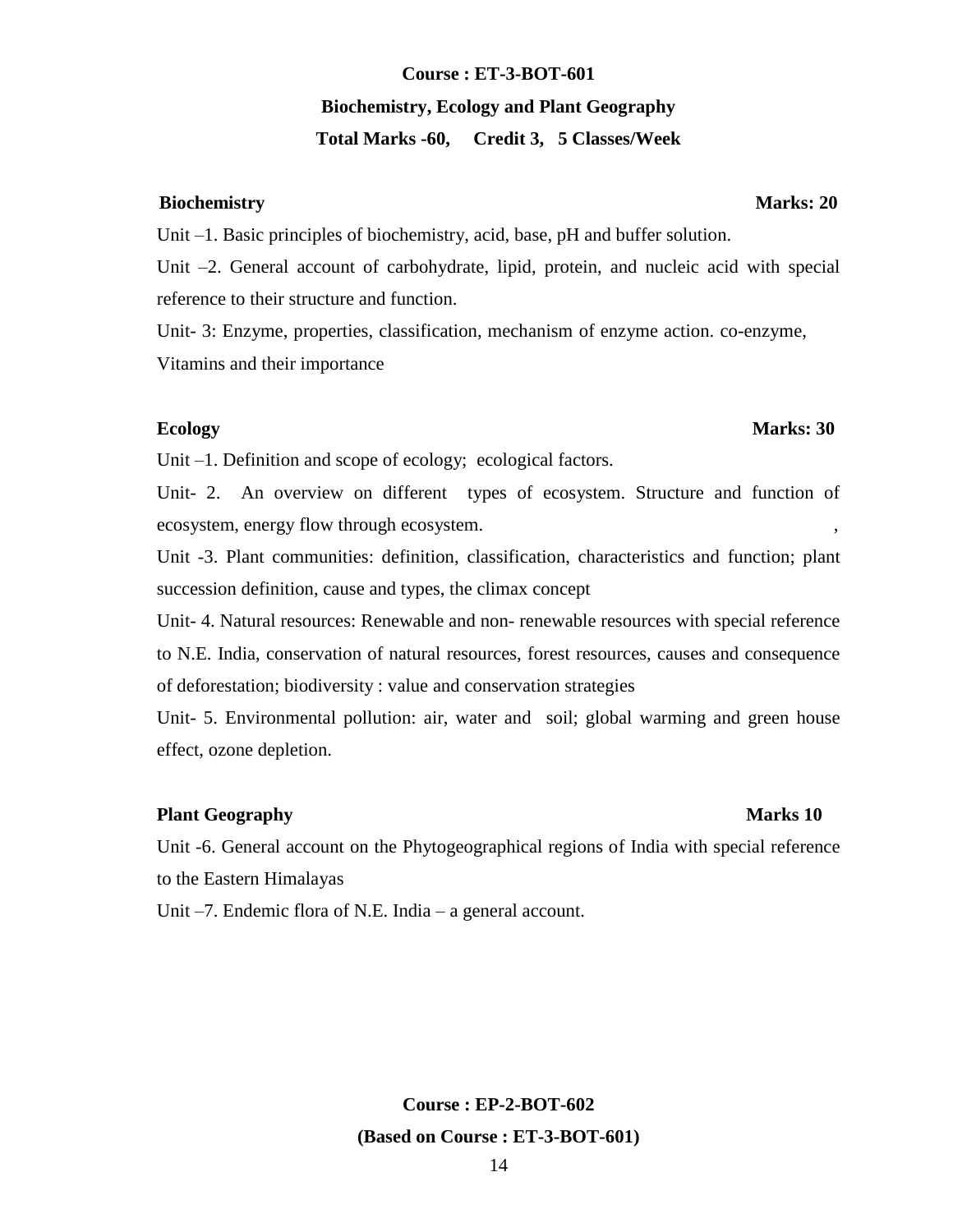**Course : ET-3-BOT-601**

**Biochemistry, Ecology and Plant Geography**

**Total Marks -60, Credit 3, 5 Classes/Week**

**Biochemistry** **Marks: 20**

Unit –1. Basic principles of biochemistry, acid, base, pH and buffer solution.

Unit –2. General account of carbohydrate, lipid, protein, and nucleic acid with special reference to their structure and function.

Unit- 3: Enzyme, properties, classification, mechanism of enzyme action. co-enzyme, Vitamins and their importance

**Ecology** **Marks: 30**

Unit –1. Definition and scope of ecology; ecological factors.

Unit- 2. An overview on different types of ecosystem. Structure and function of ecosystem, energy flow through ecosystem. ,

Unit -3. Plant communities: definition, classification, characteristics and function; plant succession definition, cause and types, the climax concept

Unit- 4. Natural resources: Renewable and non- renewable resources with special reference to N.E. India, conservation of natural resources, forest resources, causes and consequence of deforestation; biodiversity : value and conservation strategies

Unit- 5. Environmental pollution: air, water and soil; global warming and green house effect, ozone depletion.

**Plant Geography** **Marks 10**

Unit -6. General account on the Phytogeographical regions of India with special reference to the Eastern Himalayas

Unit –7. Endemic flora of N.E. India – a general account.

**Course : EP-2-BOT-602**

**(Based on Course : ET-3-BOT-601)**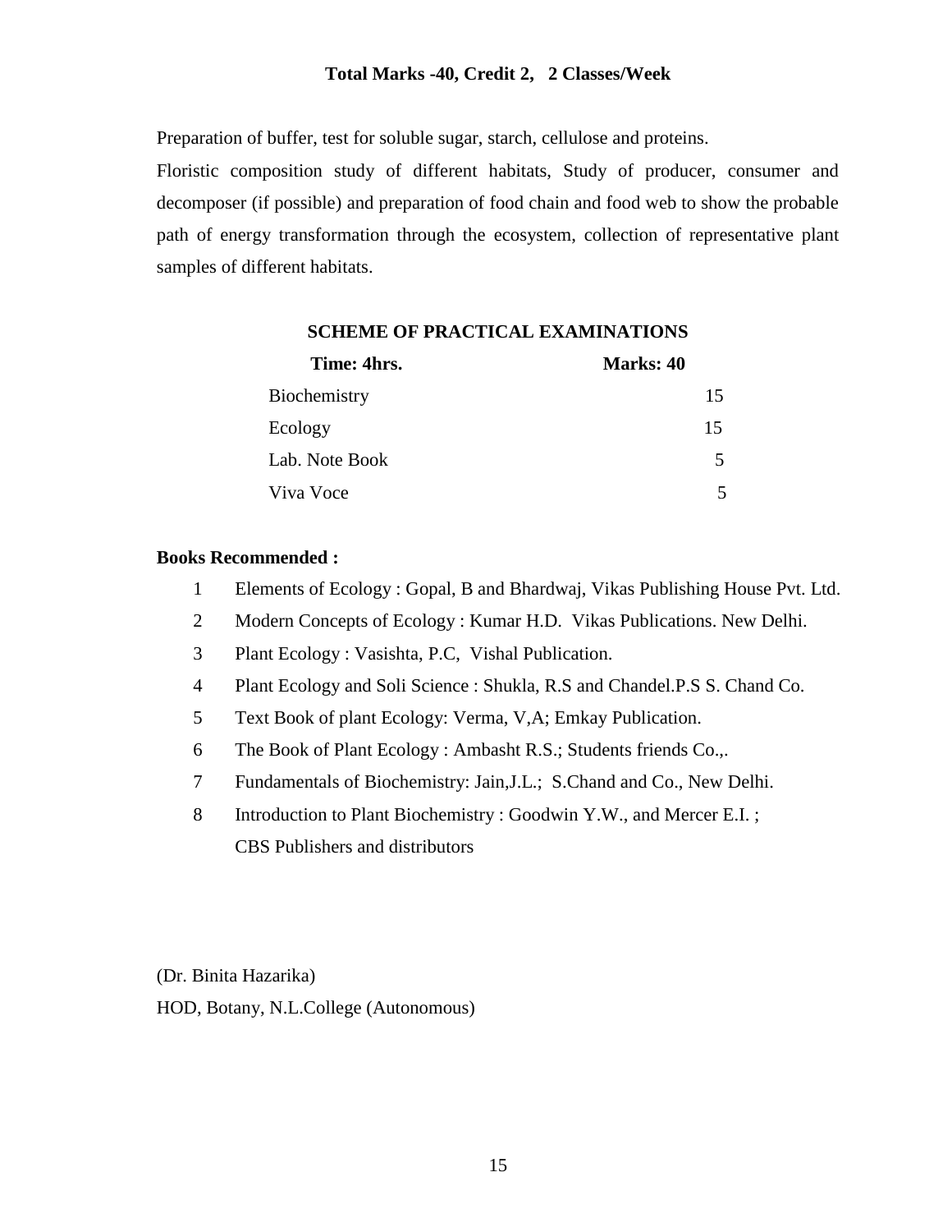**Total Marks -40, Credit 2, 2 Classes/Week**

Preparation of buffer, test for soluble sugar, starch, cellulose and proteins.

Floristic composition study of different habitats, Study of producer, consumer and decomposer (if possible) and preparation of food chain and food web to show the probable path of energy transformation through the ecosystem, collection of representative plant samples of different habitats.

**SCHEME OF PRACTICAL EXAMINATIONS**

| Time: 4hrs. | Marks: 40 |
|---|---|
| Biochemistry | 15 |
| Ecology | 15 |
| Lab. Note Book | 5 |
| Viva Voce | 5 |

**Books Recommended :**

1. Elements of Ecology : Gopal, B and Bhardwaj, Vikas Publishing House Pvt. Ltd.
2. Modern Concepts of Ecology : Kumar H.D. Vikas Publications. New Delhi.
3. Plant Ecology : Vasishta, P.C, Vishal Publication.
4. Plant Ecology and Soli Science : Shukla, R.S and Chandel.P.S S. Chand Co.
5. Text Book of plant Ecology: Verma, V,A; Emkay Publication.
6. The Book of Plant Ecology : Ambasht R.S.; Students friends Co.,.
7. Fundamentals of Biochemistry: Jain,J.L.; S.Chand and Co., New Delhi.
8. Introduction to Plant Biochemistry : Goodwin Y.W., and Mercer E.I. ; CBS Publishers and distributors

(Dr. Binita Hazarika)
HOD, Botany, N.L.College (Autonomous)